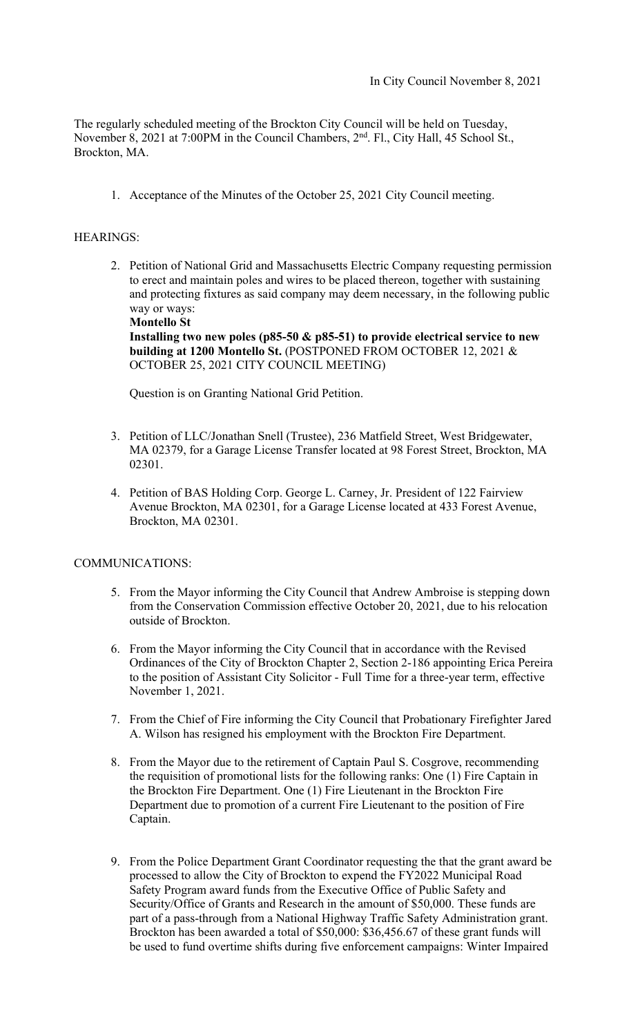In City Council November 8, 2021

The regularly scheduled meeting of the Brockton City Council will be held on Tuesday, November 8, 2021 at 7:00PM in the Council Chambers, 2nd. Fl., City Hall, 45 School St., Brockton, MA.

1. Acceptance of the Minutes of the October 25, 2021 City Council meeting.

HEARINGS:

2. Petition of National Grid and Massachusetts Electric Company requesting permission to erect and maintain poles and wires to be placed thereon, together with sustaining and protecting fixtures as said company may deem necessary, in the following public way or ways:
   **Montello St**
   **Installing two new poles (p85-50 & p85-51) to provide electrical service to new building at 1200 Montello St.** (POSTPONED FROM OCTOBER 12, 2021 & OCTOBER 25, 2021 CITY COUNCIL MEETING)

   Question is on Granting National Grid Petition.

3. Petition of LLC/Jonathan Snell (Trustee), 236 Matfield Street, West Bridgewater, MA 02379, for a Garage License Transfer located at 98 Forest Street, Brockton, MA 02301.

4. Petition of BAS Holding Corp. George L. Carney, Jr. President of 122 Fairview Avenue Brockton, MA 02301, for a Garage License located at 433 Forest Avenue, Brockton, MA 02301.

COMMUNICATIONS:

5. From the Mayor informing the City Council that Andrew Ambroise is stepping down from the Conservation Commission effective October 20, 2021, due to his relocation outside of Brockton.

6. From the Mayor informing the City Council that in accordance with the Revised Ordinances of the City of Brockton Chapter 2, Section 2-186 appointing Erica Pereira to the position of Assistant City Solicitor - Full Time for a three-year term, effective November 1, 2021.

7. From the Chief of Fire informing the City Council that Probationary Firefighter Jared A. Wilson has resigned his employment with the Brockton Fire Department.

8. From the Mayor due to the retirement of Captain Paul S. Cosgrove, recommending the requisition of promotional lists for the following ranks: One (1) Fire Captain in the Brockton Fire Department. One (1) Fire Lieutenant in the Brockton Fire Department due to promotion of a current Fire Lieutenant to the position of Fire Captain.

9. From the Police Department Grant Coordinator requesting the that the grant award be processed to allow the City of Brockton to expend the FY2022 Municipal Road Safety Program award funds from the Executive Office of Public Safety and Security/Office of Grants and Research in the amount of $50,000. These funds are part of a pass-through from a National Highway Traffic Safety Administration grant. Brockton has been awarded a total of $50,000: $36,456.67 of these grant funds will be used to fund overtime shifts during five enforcement campaigns: Winter Impaired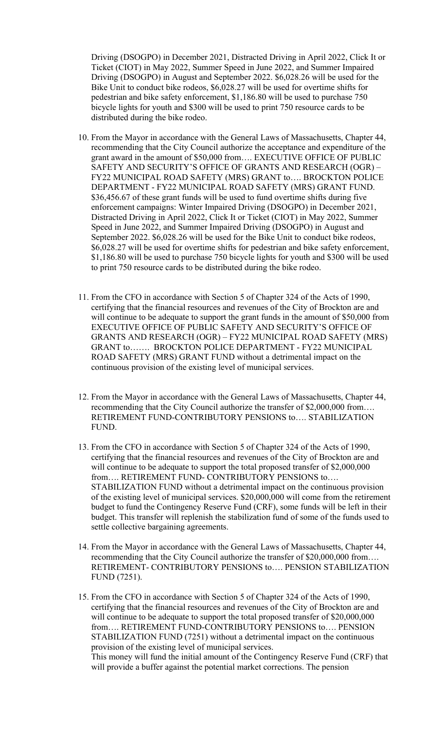Driving (DSOGPO) in December 2021, Distracted Driving in April 2022, Click It or Ticket (CIOT) in May 2022, Summer Speed in June 2022, and Summer Impaired Driving (DSOGPO) in August and September 2022. $6,028.26 will be used for the Bike Unit to conduct bike rodeos, $6,028.27 will be used for overtime shifts for pedestrian and bike safety enforcement, $1,186.80 will be used to purchase 750 bicycle lights for youth and $300 will be used to print 750 resource cards to be distributed during the bike rodeo.

10. From the Mayor in accordance with the General Laws of Massachusetts, Chapter 44, recommending that the City Council authorize the acceptance and expenditure of the grant award in the amount of $50,000 from…. EXECUTIVE OFFICE OF PUBLIC SAFETY AND SECURITY'S OFFICE OF GRANTS AND RESEARCH (OGR) – FY22 MUNICIPAL ROAD SAFETY (MRS) GRANT to…. BROCKTON POLICE DEPARTMENT - FY22 MUNICIPAL ROAD SAFETY (MRS) GRANT FUND. $36,456.67 of these grant funds will be used to fund overtime shifts during five enforcement campaigns: Winter Impaired Driving (DSOGPO) in December 2021, Distracted Driving in April 2022, Click It or Ticket (CIOT) in May 2022, Summer Speed in June 2022, and Summer Impaired Driving (DSOGPO) in August and September 2022. $6,028.26 will be used for the Bike Unit to conduct bike rodeos, $6,028.27 will be used for overtime shifts for pedestrian and bike safety enforcement, $1,186.80 will be used to purchase 750 bicycle lights for youth and $300 will be used to print 750 resource cards to be distributed during the bike rodeo.

11. From the CFO in accordance with Section 5 of Chapter 324 of the Acts of 1990, certifying that the financial resources and revenues of the City of Brockton are and will continue to be adequate to support the grant funds in the amount of $50,000 from EXECUTIVE OFFICE OF PUBLIC SAFETY AND SECURITY'S OFFICE OF GRANTS AND RESEARCH (OGR) – FY22 MUNICIPAL ROAD SAFETY (MRS) GRANT to……. BROCKTON POLICE DEPARTMENT - FY22 MUNICIPAL ROAD SAFETY (MRS) GRANT FUND without a detrimental impact on the continuous provision of the existing level of municipal services.

12. From the Mayor in accordance with the General Laws of Massachusetts, Chapter 44, recommending that the City Council authorize the transfer of $2,000,000 from…. RETIREMENT FUND-CONTRIBUTORY PENSIONS to…. STABILIZATION FUND.

13. From the CFO in accordance with Section 5 of Chapter 324 of the Acts of 1990, certifying that the financial resources and revenues of the City of Brockton are and will continue to be adequate to support the total proposed transfer of $2,000,000 from…. RETIREMENT FUND- CONTRIBUTORY PENSIONS to…. STABILIZATION FUND without a detrimental impact on the continuous provision of the existing level of municipal services. $20,000,000 will come from the retirement budget to fund the Contingency Reserve Fund (CRF), some funds will be left in their budget. This transfer will replenish the stabilization fund of some of the funds used to settle collective bargaining agreements.

14. From the Mayor in accordance with the General Laws of Massachusetts, Chapter 44, recommending that the City Council authorize the transfer of $20,000,000 from…. RETIREMENT- CONTRIBUTORY PENSIONS to…. PENSION STABILIZATION FUND (7251).

15. From the CFO in accordance with Section 5 of Chapter 324 of the Acts of 1990, certifying that the financial resources and revenues of the City of Brockton are and will continue to be adequate to support the total proposed transfer of $20,000,000 from…. RETIREMENT FUND-CONTRIBUTORY PENSIONS to…. PENSION STABILIZATION FUND (7251) without a detrimental impact on the continuous provision of the existing level of municipal services.
This money will fund the initial amount of the Contingency Reserve Fund (CRF) that will provide a buffer against the potential market corrections. The pension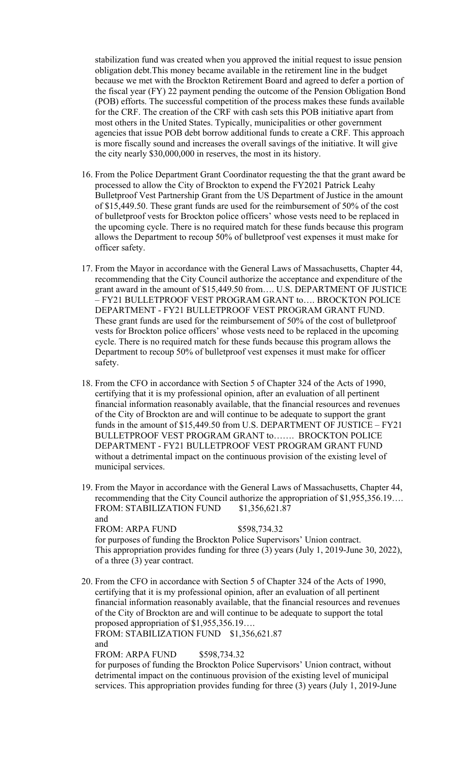stabilization fund was created when you approved the initial request to issue pension obligation debt.This money became available in the retirement line in the budget because we met with the Brockton Retirement Board and agreed to defer a portion of the fiscal year (FY) 22 payment pending the outcome of the Pension Obligation Bond (POB) efforts. The successful competition of the process makes these funds available for the CRF. The creation of the CRF with cash sets this POB initiative apart from most others in the United States. Typically, municipalities or other government agencies that issue POB debt borrow additional funds to create a CRF. This approach is more fiscally sound and increases the overall savings of the initiative. It will give the city nearly $30,000,000 in reserves, the most in its history.

16. From the Police Department Grant Coordinator requesting the that the grant award be processed to allow the City of Brockton to expend the FY2021 Patrick Leahy Bulletproof Vest Partnership Grant from the US Department of Justice in the amount of $15,449.50. These grant funds are used for the reimbursement of 50% of the cost of bulletproof vests for Brockton police officers' whose vests need to be replaced in the upcoming cycle. There is no required match for these funds because this program allows the Department to recoup 50% of bulletproof vest expenses it must make for officer safety.

17. From the Mayor in accordance with the General Laws of Massachusetts, Chapter 44, recommending that the City Council authorize the acceptance and expenditure of the grant award in the amount of $15,449.50 from…. U.S. DEPARTMENT OF JUSTICE – FY21 BULLETPROOF VEST PROGRAM GRANT to…. BROCKTON POLICE DEPARTMENT - FY21 BULLETPROOF VEST PROGRAM GRANT FUND. These grant funds are used for the reimbursement of 50% of the cost of bulletproof vests for Brockton police officers' whose vests need to be replaced in the upcoming cycle. There is no required match for these funds because this program allows the Department to recoup 50% of bulletproof vest expenses it must make for officer safety.

18. From the CFO in accordance with Section 5 of Chapter 324 of the Acts of 1990, certifying that it is my professional opinion, after an evaluation of all pertinent financial information reasonably available, that the financial resources and revenues of the City of Brockton are and will continue to be adequate to support the grant funds in the amount of $15,449.50 from U.S. DEPARTMENT OF JUSTICE – FY21 BULLETPROOF VEST PROGRAM GRANT to……. BROCKTON POLICE DEPARTMENT - FY21 BULLETPROOF VEST PROGRAM GRANT FUND without a detrimental impact on the continuous provision of the existing level of municipal services.

19. From the Mayor in accordance with the General Laws of Massachusetts, Chapter 44, recommending that the City Council authorize the appropriation of $1,955,356.19….
    FROM: STABILIZATION FUND $1,356,621.87
    and
    FROM: ARPA FUND $598,734.32
    for purposes of funding the Brockton Police Supervisors' Union contract.
    This appropriation provides funding for three (3) years (July 1, 2019-June 30, 2022), of a three (3) year contract.

20. From the CFO in accordance with Section 5 of Chapter 324 of the Acts of 1990, certifying that it is my professional opinion, after an evaluation of all pertinent financial information reasonably available, that the financial resources and revenues of the City of Brockton are and will continue to be adequate to support the total proposed appropriation of $1,955,356.19….
    FROM: STABILIZATION FUND $1,356,621.87
    and
    FROM: ARPA FUND $598,734.32
    for purposes of funding the Brockton Police Supervisors' Union contract, without detrimental impact on the continuous provision of the existing level of municipal services. This appropriation provides funding for three (3) years (July 1, 2019-June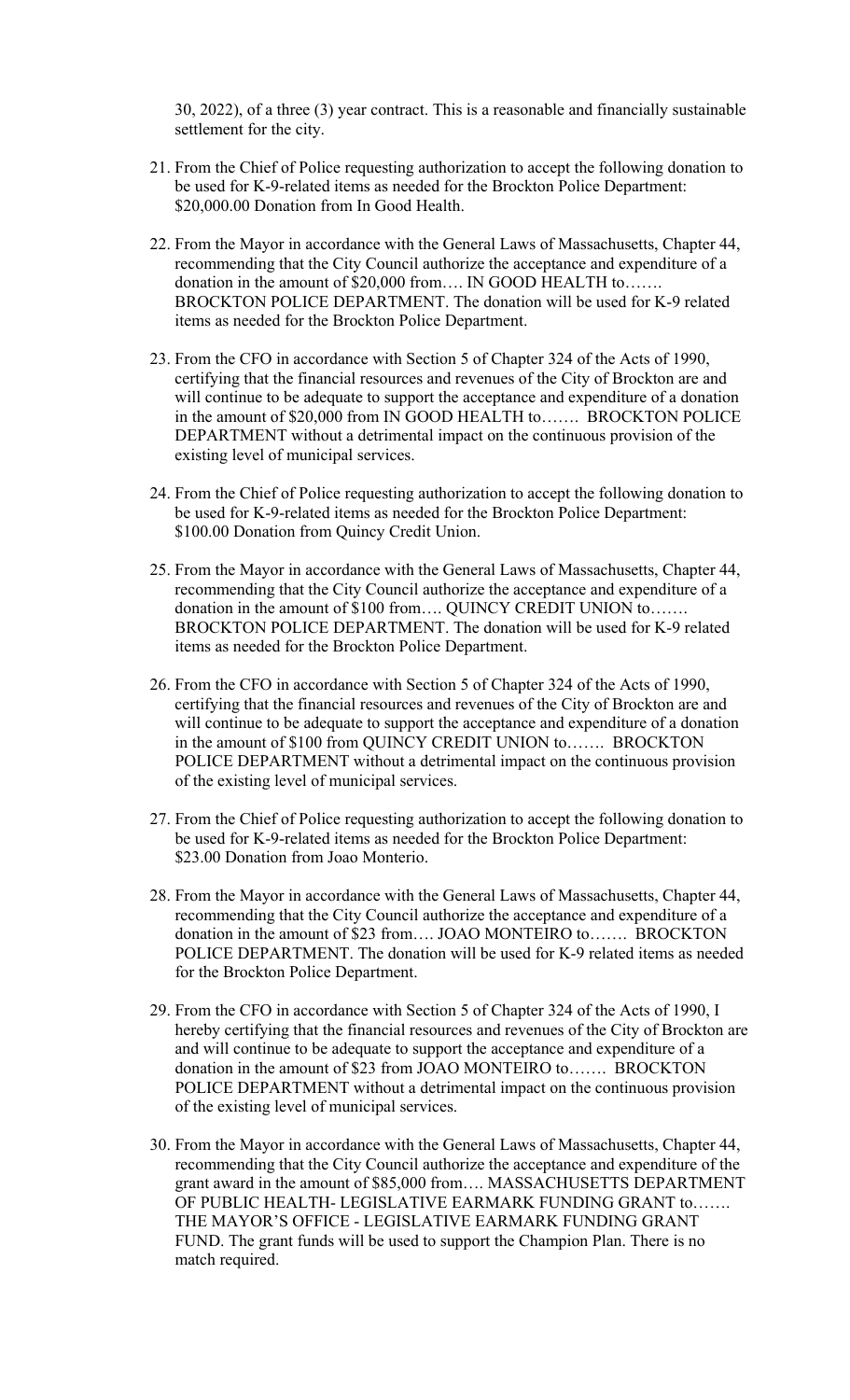30, 2022), of a three (3) year contract. This is a reasonable and financially sustainable settlement for the city.

21. From the Chief of Police requesting authorization to accept the following donation to be used for K-9-related items as needed for the Brockton Police Department: $20,000.00 Donation from In Good Health.

22. From the Mayor in accordance with the General Laws of Massachusetts, Chapter 44, recommending that the City Council authorize the acceptance and expenditure of a donation in the amount of $20,000 from…. IN GOOD HEALTH to……. BROCKTON POLICE DEPARTMENT. The donation will be used for K-9 related items as needed for the Brockton Police Department.

23. From the CFO in accordance with Section 5 of Chapter 324 of the Acts of 1990, certifying that the financial resources and revenues of the City of Brockton are and will continue to be adequate to support the acceptance and expenditure of a donation in the amount of $20,000 from IN GOOD HEALTH to……. BROCKTON POLICE DEPARTMENT without a detrimental impact on the continuous provision of the existing level of municipal services.

24. From the Chief of Police requesting authorization to accept the following donation to be used for K-9-related items as needed for the Brockton Police Department: $100.00 Donation from Quincy Credit Union.

25. From the Mayor in accordance with the General Laws of Massachusetts, Chapter 44, recommending that the City Council authorize the acceptance and expenditure of a donation in the amount of $100 from…. QUINCY CREDIT UNION to……. BROCKTON POLICE DEPARTMENT. The donation will be used for K-9 related items as needed for the Brockton Police Department.

26. From the CFO in accordance with Section 5 of Chapter 324 of the Acts of 1990, certifying that the financial resources and revenues of the City of Brockton are and will continue to be adequate to support the acceptance and expenditure of a donation in the amount of $100 from QUINCY CREDIT UNION to……. BROCKTON POLICE DEPARTMENT without a detrimental impact on the continuous provision of the existing level of municipal services.

27. From the Chief of Police requesting authorization to accept the following donation to be used for K-9-related items as needed for the Brockton Police Department: $23.00 Donation from Joao Monterio.

28. From the Mayor in accordance with the General Laws of Massachusetts, Chapter 44, recommending that the City Council authorize the acceptance and expenditure of a donation in the amount of $23 from…. JOAO MONTEIRO to……. BROCKTON POLICE DEPARTMENT. The donation will be used for K-9 related items as needed for the Brockton Police Department.

29. From the CFO in accordance with Section 5 of Chapter 324 of the Acts of 1990, I hereby certifying that the financial resources and revenues of the City of Brockton are and will continue to be adequate to support the acceptance and expenditure of a donation in the amount of $23 from JOAO MONTEIRO to……. BROCKTON POLICE DEPARTMENT without a detrimental impact on the continuous provision of the existing level of municipal services.

30. From the Mayor in accordance with the General Laws of Massachusetts, Chapter 44, recommending that the City Council authorize the acceptance and expenditure of the grant award in the amount of $85,000 from…. MASSACHUSETTS DEPARTMENT OF PUBLIC HEALTH- LEGISLATIVE EARMARK FUNDING GRANT to……. THE MAYOR'S OFFICE - LEGISLATIVE EARMARK FUNDING GRANT FUND. The grant funds will be used to support the Champion Plan. There is no match required.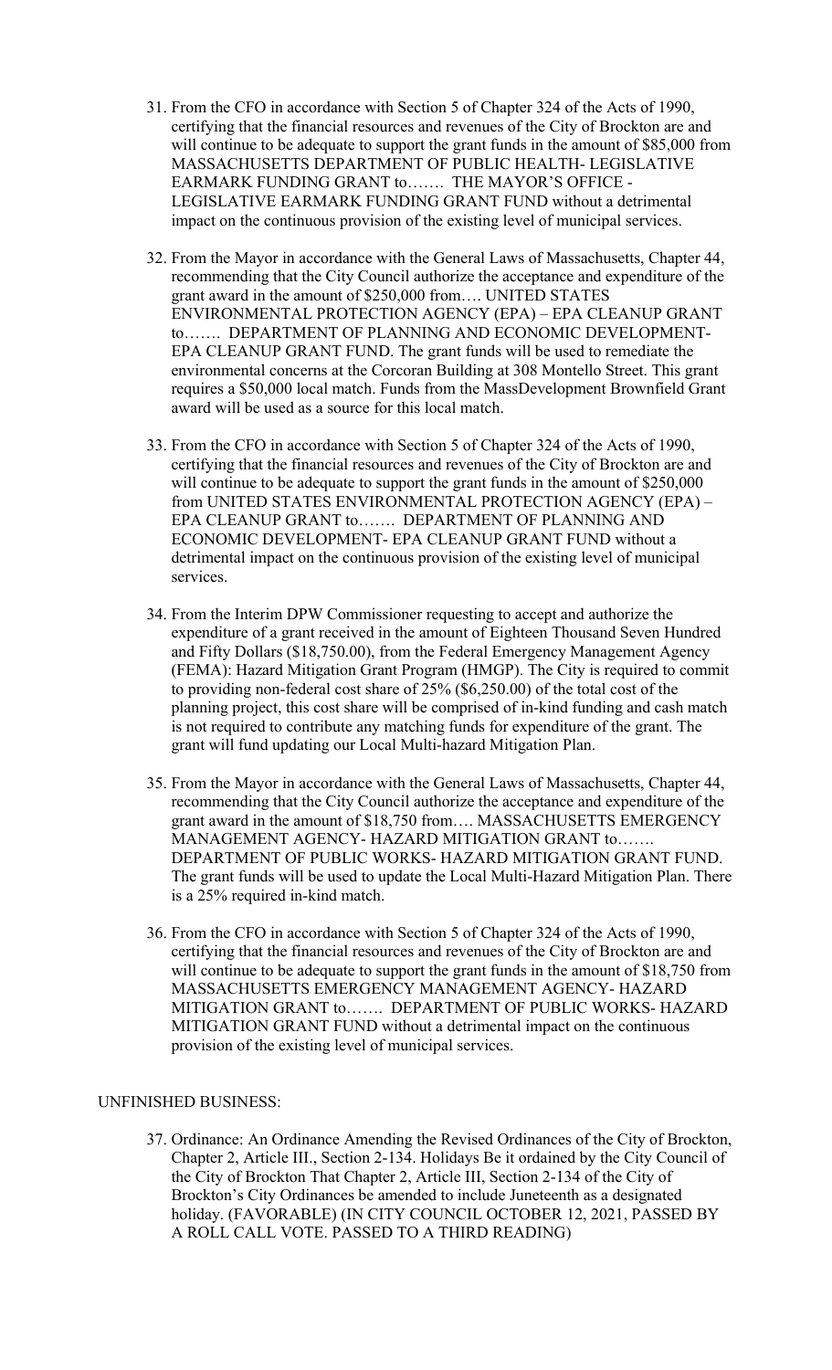31. From the CFO in accordance with Section 5 of Chapter 324 of the Acts of 1990, certifying that the financial resources and revenues of the City of Brockton are and will continue to be adequate to support the grant funds in the amount of $85,000 from MASSACHUSETTS DEPARTMENT OF PUBLIC HEALTH- LEGISLATIVE EARMARK FUNDING GRANT to……. THE MAYOR'S OFFICE - LEGISLATIVE EARMARK FUNDING GRANT FUND without a detrimental impact on the continuous provision of the existing level of municipal services.

32. From the Mayor in accordance with the General Laws of Massachusetts, Chapter 44, recommending that the City Council authorize the acceptance and expenditure of the grant award in the amount of $250,000 from…. UNITED STATES ENVIRONMENTAL PROTECTION AGENCY (EPA) – EPA CLEANUP GRANT to……. DEPARTMENT OF PLANNING AND ECONOMIC DEVELOPMENT- EPA CLEANUP GRANT FUND. The grant funds will be used to remediate the environmental concerns at the Corcoran Building at 308 Montello Street. This grant requires a $50,000 local match. Funds from the MassDevelopment Brownfield Grant award will be used as a source for this local match.

33. From the CFO in accordance with Section 5 of Chapter 324 of the Acts of 1990, certifying that the financial resources and revenues of the City of Brockton are and will continue to be adequate to support the grant funds in the amount of $250,000 from UNITED STATES ENVIRONMENTAL PROTECTION AGENCY (EPA) – EPA CLEANUP GRANT to……. DEPARTMENT OF PLANNING AND ECONOMIC DEVELOPMENT- EPA CLEANUP GRANT FUND without a detrimental impact on the continuous provision of the existing level of municipal services.

34. From the Interim DPW Commissioner requesting to accept and authorize the expenditure of a grant received in the amount of Eighteen Thousand Seven Hundred and Fifty Dollars ($18,750.00), from the Federal Emergency Management Agency (FEMA): Hazard Mitigation Grant Program (HMGP). The City is required to commit to providing non-federal cost share of 25% ($6,250.00) of the total cost of the planning project, this cost share will be comprised of in-kind funding and cash match is not required to contribute any matching funds for expenditure of the grant. The grant will fund updating our Local Multi-hazard Mitigation Plan.

35. From the Mayor in accordance with the General Laws of Massachusetts, Chapter 44, recommending that the City Council authorize the acceptance and expenditure of the grant award in the amount of $18,750 from…. MASSACHUSETTS EMERGENCY MANAGEMENT AGENCY- HAZARD MITIGATION GRANT to……. DEPARTMENT OF PUBLIC WORKS- HAZARD MITIGATION GRANT FUND. The grant funds will be used to update the Local Multi-Hazard Mitigation Plan. There is a 25% required in-kind match.

36. From the CFO in accordance with Section 5 of Chapter 324 of the Acts of 1990, certifying that the financial resources and revenues of the City of Brockton are and will continue to be adequate to support the grant funds in the amount of $18,750 from MASSACHUSETTS EMERGENCY MANAGEMENT AGENCY- HAZARD MITIGATION GRANT to……. DEPARTMENT OF PUBLIC WORKS- HAZARD MITIGATION GRANT FUND without a detrimental impact on the continuous provision of the existing level of municipal services.

UNFINISHED BUSINESS:

37. Ordinance: An Ordinance Amending the Revised Ordinances of the City of Brockton, Chapter 2, Article III., Section 2-134. Holidays Be it ordained by the City Council of the City of Brockton That Chapter 2, Article III, Section 2-134 of the City of Brockton's City Ordinances be amended to include Juneteenth as a designated holiday. (FAVORABLE) (IN CITY COUNCIL OCTOBER 12, 2021, PASSED BY A ROLL CALL VOTE. PASSED TO A THIRD READING)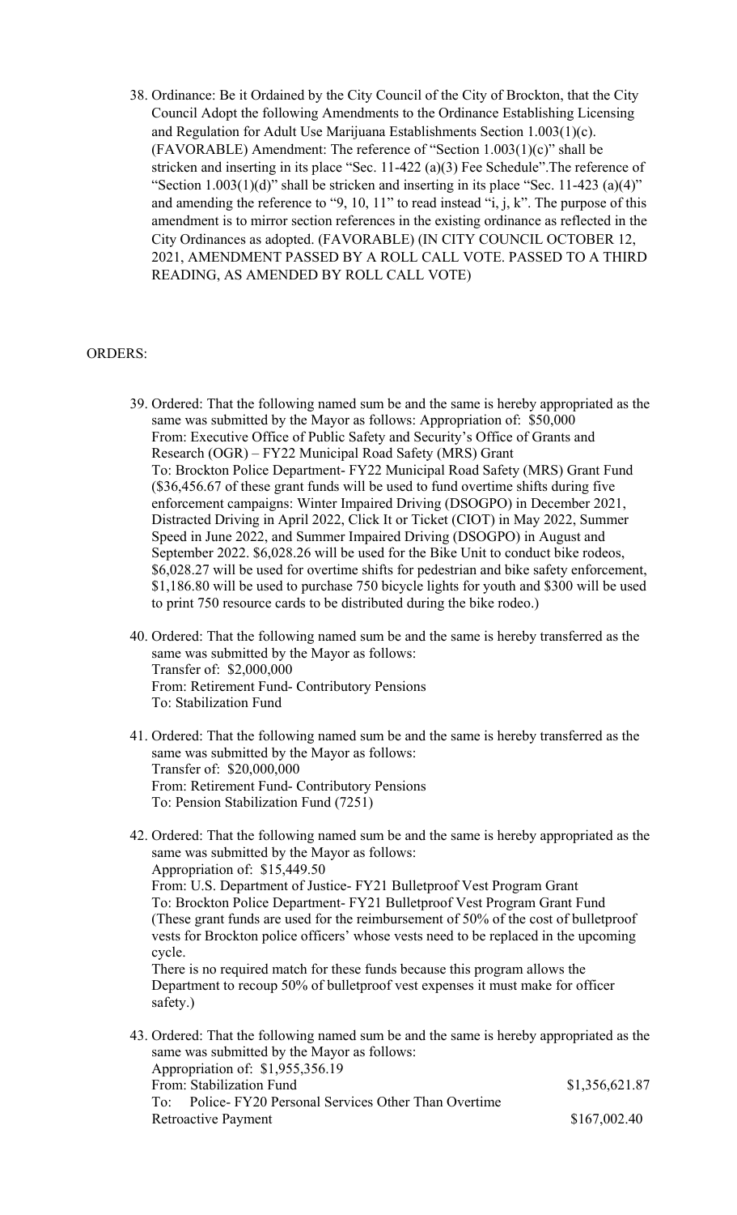38. Ordinance: Be it Ordained by the City Council of the City of Brockton, that the City Council Adopt the following Amendments to the Ordinance Establishing Licensing and Regulation for Adult Use Marijuana Establishments Section 1.003(1)(c). (FAVORABLE) Amendment: The reference of "Section 1.003(1)(c)" shall be stricken and inserting in its place "Sec. 11-422 (a)(3) Fee Schedule".The reference of "Section 1.003(1)(d)" shall be stricken and inserting in its place "Sec. 11-423 (a)(4)" and amending the reference to "9, 10, 11" to read instead "i, j, k". The purpose of this amendment is to mirror section references in the existing ordinance as reflected in the City Ordinances as adopted. (FAVORABLE) (IN CITY COUNCIL OCTOBER 12, 2021, AMENDMENT PASSED BY A ROLL CALL VOTE. PASSED TO A THIRD READING, AS AMENDED BY ROLL CALL VOTE)

ORDERS:

39. Ordered: That the following named sum be and the same is hereby appropriated as the same was submitted by the Mayor as follows: Appropriation of: $50,000
    From: Executive Office of Public Safety and Security's Office of Grants and Research (OGR) – FY22 Municipal Road Safety (MRS) Grant
    To: Brockton Police Department- FY22 Municipal Road Safety (MRS) Grant Fund ($36,456.67 of these grant funds will be used to fund overtime shifts during five enforcement campaigns: Winter Impaired Driving (DSOGPO) in December 2021, Distracted Driving in April 2022, Click It or Ticket (CIOT) in May 2022, Summer Speed in June 2022, and Summer Impaired Driving (DSOGPO) in August and September 2022. $6,028.26 will be used for the Bike Unit to conduct bike rodeos, $6,028.27 will be used for overtime shifts for pedestrian and bike safety enforcement, $1,186.80 will be used to purchase 750 bicycle lights for youth and $300 will be used to print 750 resource cards to be distributed during the bike rodeo.)

40. Ordered: That the following named sum be and the same is hereby transferred as the same was submitted by the Mayor as follows:
    Transfer of: $2,000,000
    From: Retirement Fund- Contributory Pensions
    To: Stabilization Fund

41. Ordered: That the following named sum be and the same is hereby transferred as the same was submitted by the Mayor as follows:
    Transfer of: $20,000,000
    From: Retirement Fund- Contributory Pensions
    To: Pension Stabilization Fund (7251)

42. Ordered: That the following named sum be and the same is hereby appropriated as the same was submitted by the Mayor as follows:
    Appropriation of: $15,449.50
    From: U.S. Department of Justice- FY21 Bulletproof Vest Program Grant
    To: Brockton Police Department- FY21 Bulletproof Vest Program Grant Fund (These grant funds are used for the reimbursement of 50% of the cost of bulletproof vests for Brockton police officers' whose vests need to be replaced in the upcoming cycle.
    There is no required match for these funds because this program allows the Department to recoup 50% of bulletproof vest expenses it must make for officer safety.)

43. Ordered: That the following named sum be and the same is hereby appropriated as the same was submitted by the Mayor as follows:
    Appropriation of: $1,955,356.19
    From: Stabilization Fund $1,356,621.87
    To: Police- FY20 Personal Services Other Than Overtime Retroactive Payment $167,002.40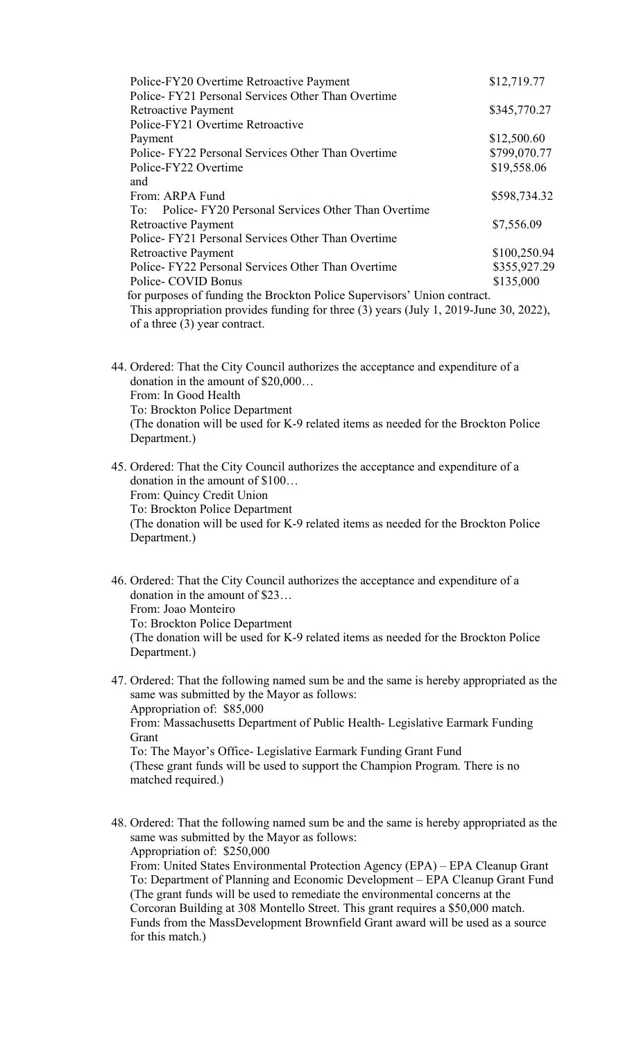| | |
|---|---|
| Police-FY20 Overtime Retroactive Payment | $12,719.77 |
| Police- FY21 Personal Services Other Than Overtime Retroactive Payment | $345,770.27 |
| Police-FY21 Overtime Retroactive Payment | $12,500.60 |
| Police- FY22 Personal Services Other Than Overtime | $799,070.77 |
| Police-FY22 Overtime | $19,558.06 |
| and | |
| From: ARPA Fund | $598,734.32 |
| To: Police- FY20 Personal Services Other Than Overtime Retroactive Payment | $7,556.09 |
| Police- FY21 Personal Services Other Than Overtime Retroactive Payment | $100,250.94 |
| Police- FY22 Personal Services Other Than Overtime | $355,927.29 |
| Police- COVID Bonus | $135,000 |

for purposes of funding the Brockton Police Supervisors' Union contract.
This appropriation provides funding for three (3) years (July 1, 2019-June 30, 2022), of a three (3) year contract.

44. Ordered: That the City Council authorizes the acceptance and expenditure of a donation in the amount of $20,000…
    From: In Good Health
    To: Brockton Police Department
    (The donation will be used for K-9 related items as needed for the Brockton Police Department.)

45. Ordered: That the City Council authorizes the acceptance and expenditure of a donation in the amount of $100…
    From: Quincy Credit Union
    To: Brockton Police Department
    (The donation will be used for K-9 related items as needed for the Brockton Police Department.)

46. Ordered: That the City Council authorizes the acceptance and expenditure of a donation in the amount of $23…
    From: Joao Monteiro
    To: Brockton Police Department
    (The donation will be used for K-9 related items as needed for the Brockton Police Department.)

47. Ordered: That the following named sum be and the same is hereby appropriated as the same was submitted by the Mayor as follows:
    Appropriation of: $85,000
    From: Massachusetts Department of Public Health- Legislative Earmark Funding Grant
    To: The Mayor's Office- Legislative Earmark Funding Grant Fund
    (These grant funds will be used to support the Champion Program. There is no matched required.)

48. Ordered: That the following named sum be and the same is hereby appropriated as the same was submitted by the Mayor as follows:
    Appropriation of: $250,000
    From: United States Environmental Protection Agency (EPA) – EPA Cleanup Grant
    To: Department of Planning and Economic Development – EPA Cleanup Grant Fund
    (The grant funds will be used to remediate the environmental concerns at the Corcoran Building at 308 Montello Street. This grant requires a $50,000 match. Funds from the MassDevelopment Brownfield Grant award will be used as a source for this match.)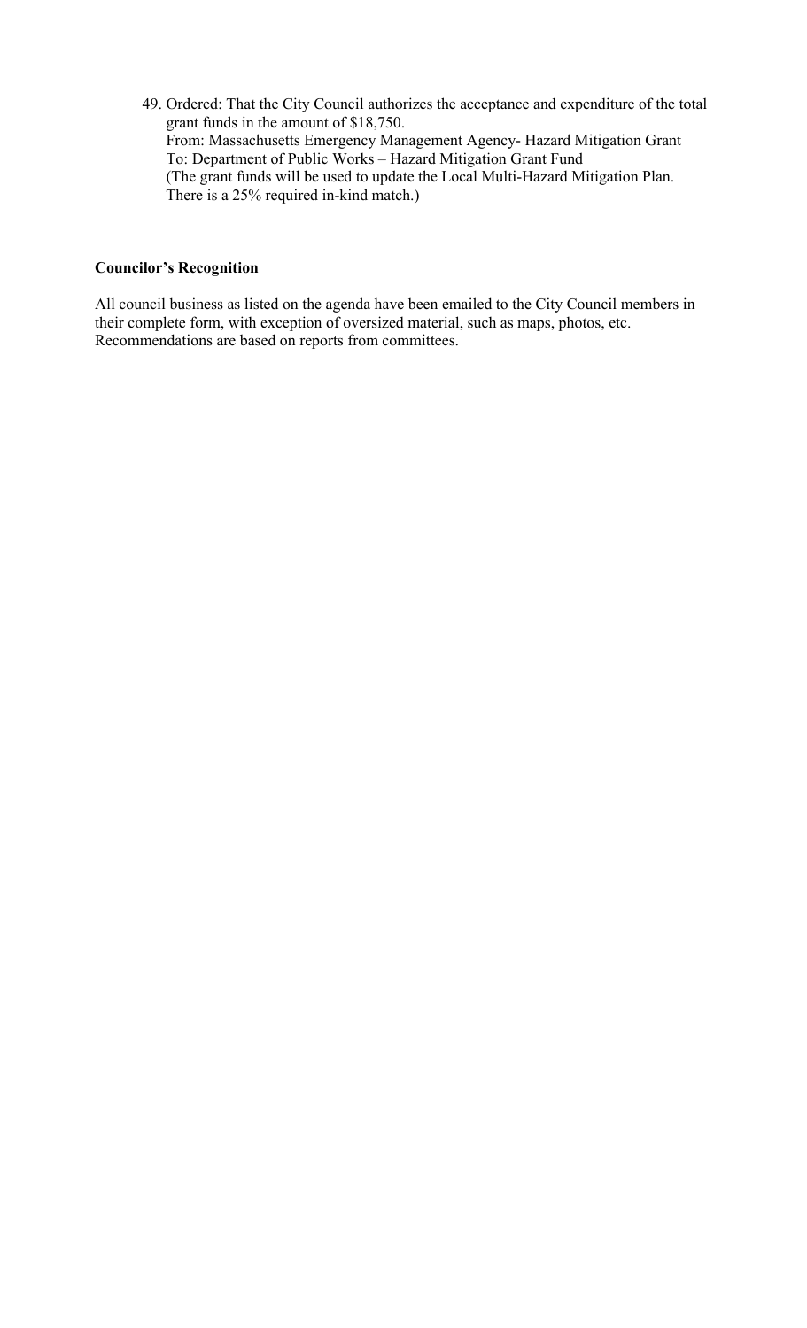49. Ordered: That the City Council authorizes the acceptance and expenditure of the total grant funds in the amount of $18,750.
    From: Massachusetts Emergency Management Agency- Hazard Mitigation Grant
    To: Department of Public Works – Hazard Mitigation Grant Fund
    (The grant funds will be used to update the Local Multi-Hazard Mitigation Plan. There is a 25% required in-kind match.)

**Councilor's Recognition**

All council business as listed on the agenda have been emailed to the City Council members in their complete form, with exception of oversized material, such as maps, photos, etc. Recommendations are based on reports from committees.